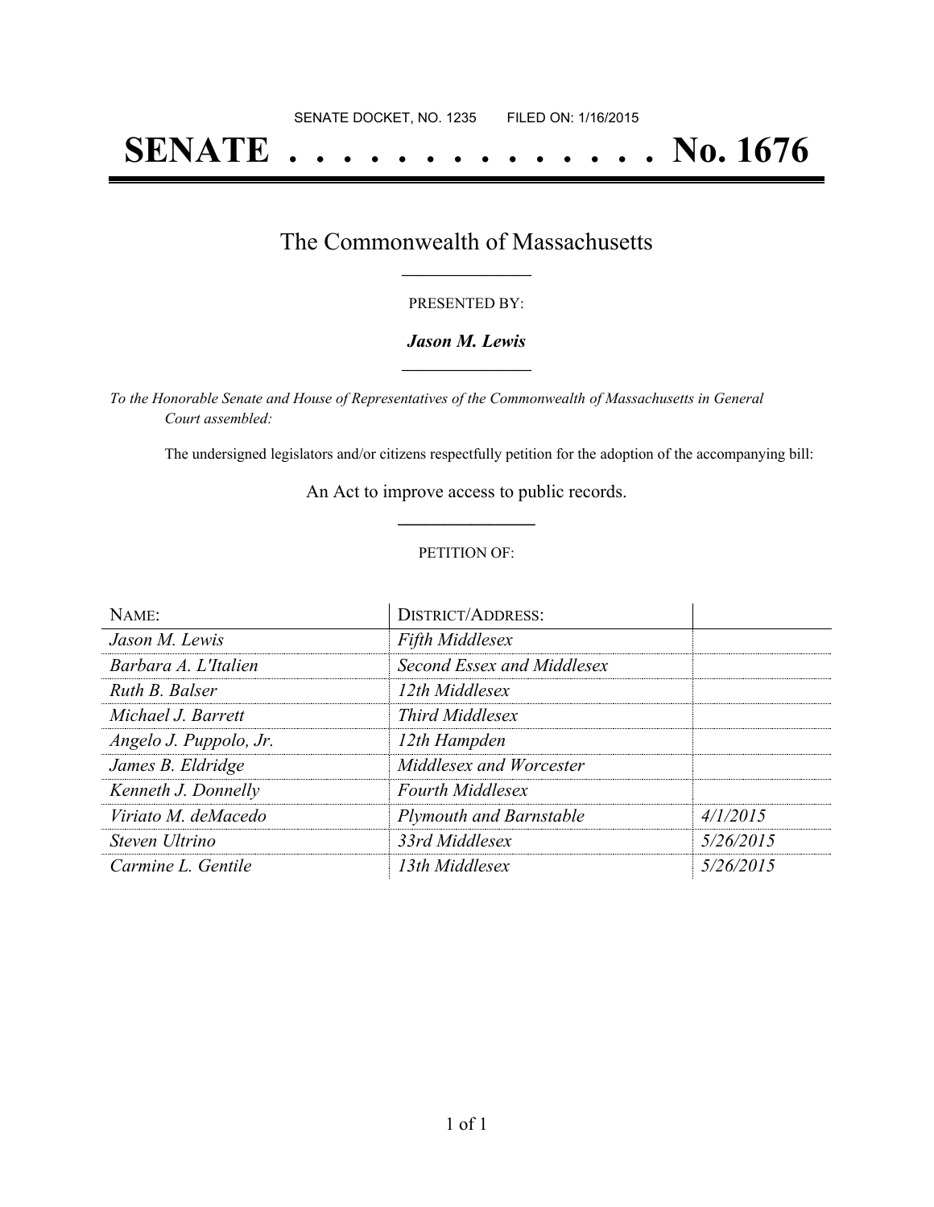SENATE DOCKET, NO. 1235        FILED ON: 1/16/2015

# SENATE . . . . . . . . . . . . . . No. 1676

## The Commonwealth of Massachusetts

PRESENTED BY:

***Jason M. Lewis***

*To the Honorable Senate and House of Representatives of the Commonwealth of Massachusetts in General Court assembled:*

The undersigned legislators and/or citizens respectfully petition for the adoption of the accompanying bill:

An Act to improve access to public records.

PETITION OF:

| NAME: | DISTRICT/ADDRESS: | |
|---|---|---|
| *Jason M. Lewis* | *Fifth Middlesex* | |
| *Barbara A. L'Italien* | *Second Essex and Middlesex* | |
| *Ruth B. Balser* | *12th Middlesex* | |
| *Michael J. Barrett* | *Third Middlesex* | |
| *Angelo J. Puppolo, Jr.* | *12th Hampden* | |
| *James B. Eldridge* | *Middlesex and Worcester* | |
| *Kenneth J. Donnelly* | *Fourth Middlesex* | |
| *Viriato M. deMacedo* | *Plymouth and Barnstable* | *4/1/2015* |
| *Steven Ultrino* | *33rd Middlesex* | *5/26/2015* |
| *Carmine L. Gentile* | *13th Middlesex* | *5/26/2015* |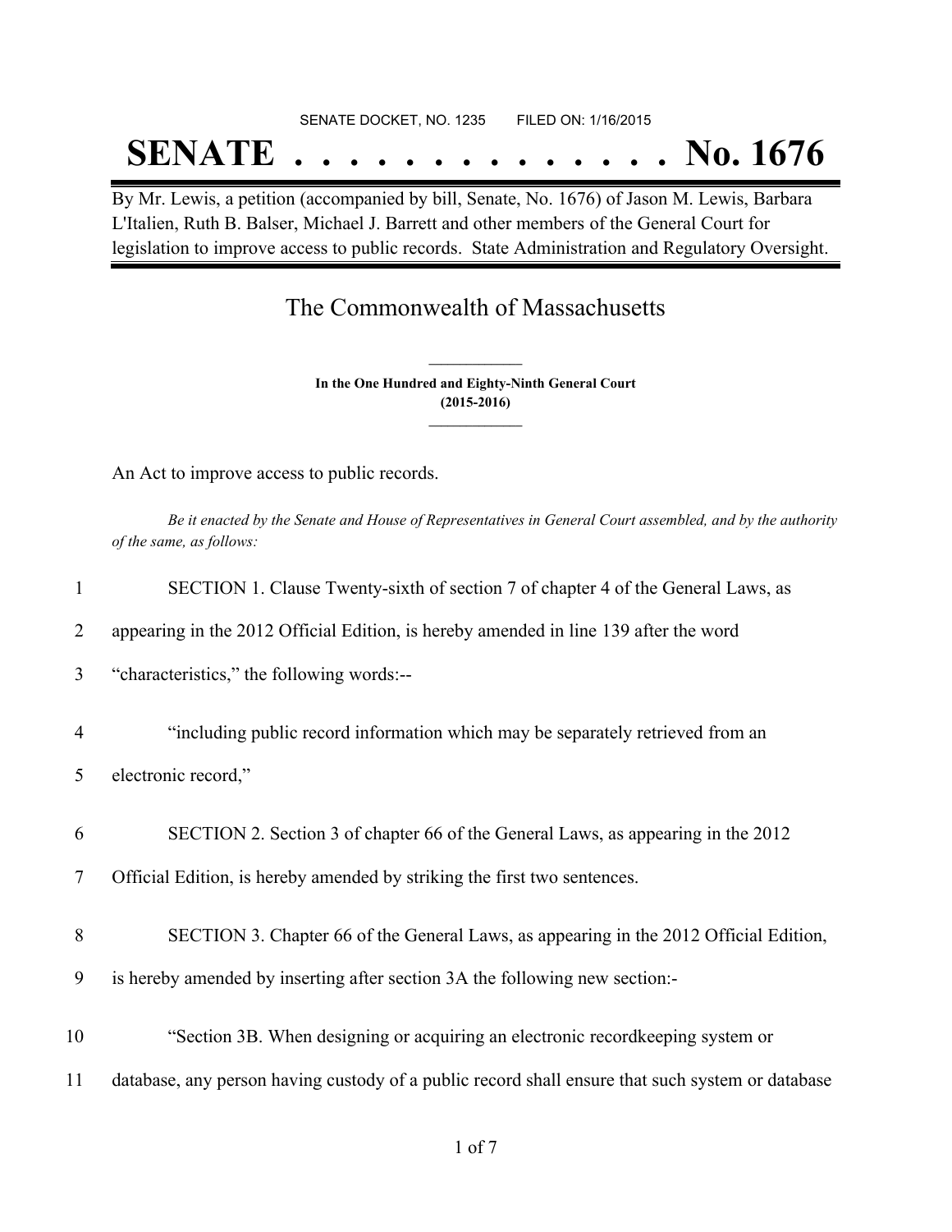SENATE DOCKET, NO. 1235 FILED ON: 1/16/2015

# SENATE . . . . . . . . . . . . . . No. 1676

By Mr. Lewis, a petition (accompanied by bill, Senate, No. 1676) of Jason M. Lewis, Barbara L'Italien, Ruth B. Balser, Michael J. Barrett and other members of the General Court for legislation to improve access to public records. State Administration and Regulatory Oversight.

## The Commonwealth of Massachusetts

**In the One Hundred and Eighty-Ninth General Court**
**(2015-2016)**

An Act to improve access to public records.

*Be it enacted by the Senate and House of Representatives in General Court assembled, and by the authority of the same, as follows:*

1 SECTION 1. Clause Twenty-sixth of section 7 of chapter 4 of the General Laws, as
2 appearing in the 2012 Official Edition, is hereby amended in line 139 after the word
3 "characteristics," the following words:--

4 "including public record information which may be separately retrieved from an
5 electronic record,"

6 SECTION 2. Section 3 of chapter 66 of the General Laws, as appearing in the 2012
7 Official Edition, is hereby amended by striking the first two sentences.

8 SECTION 3. Chapter 66 of the General Laws, as appearing in the 2012 Official Edition,
9 is hereby amended by inserting after section 3A the following new section:-

10 "Section 3B. When designing or acquiring an electronic recordkeeping system or
11 database, any person having custody of a public record shall ensure that such system or database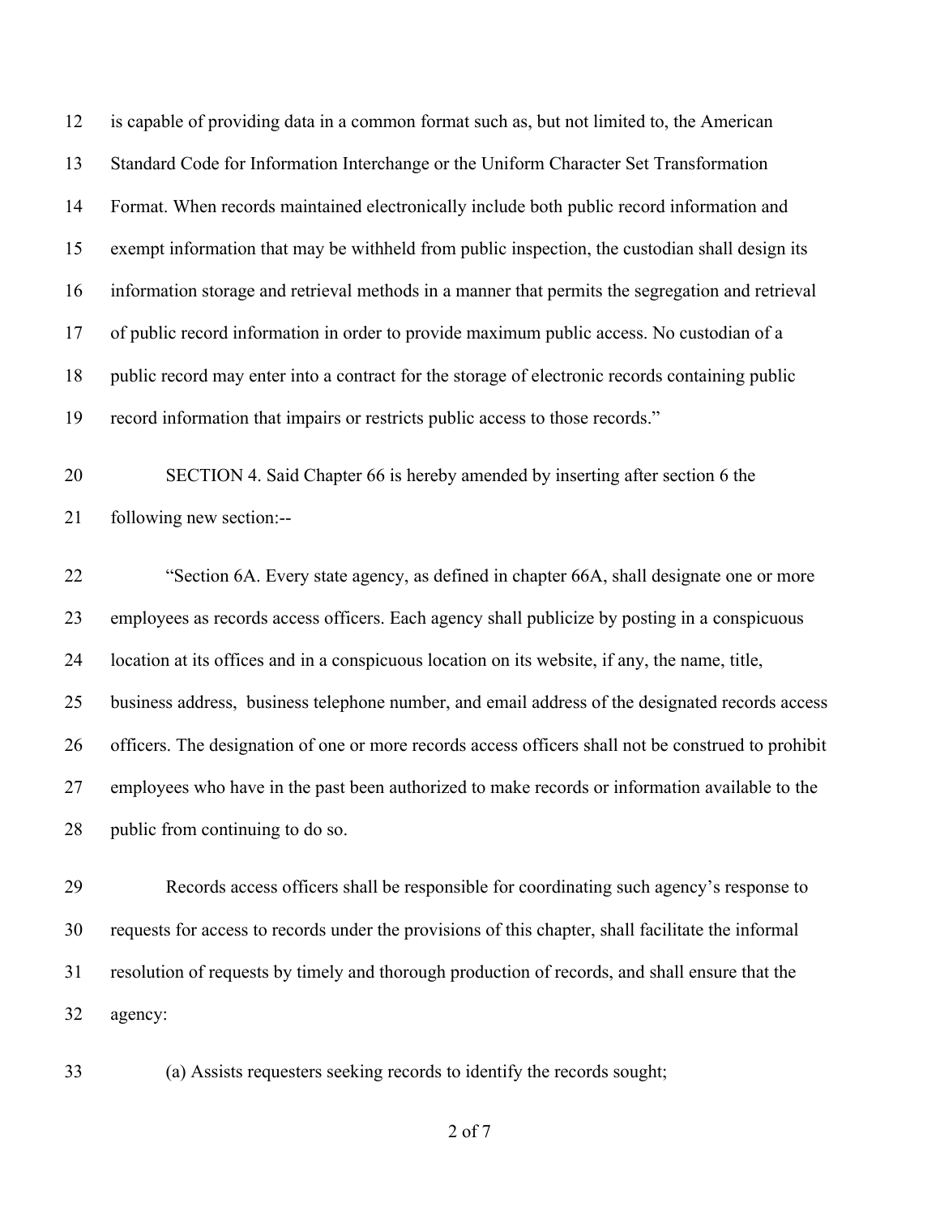is capable of providing data in a common format such as, but not limited to, the American Standard Code for Information Interchange or the Uniform Character Set Transformation Format. When records maintained electronically include both public record information and exempt information that may be withheld from public inspection, the custodian shall design its information storage and retrieval methods in a manner that permits the segregation and retrieval of public record information in order to provide maximum public access. No custodian of a public record may enter into a contract for the storage of electronic records containing public record information that impairs or restricts public access to those records."

SECTION 4. Said Chapter 66 is hereby amended by inserting after section 6 the following new section:--

"Section 6A. Every state agency, as defined in chapter 66A, shall designate one or more employees as records access officers. Each agency shall publicize by posting in a conspicuous location at its offices and in a conspicuous location on its website, if any, the name, title, business address, business telephone number, and email address of the designated records access officers. The designation of one or more records access officers shall not be construed to prohibit employees who have in the past been authorized to make records or information available to the public from continuing to do so.

Records access officers shall be responsible for coordinating such agency's response to requests for access to records under the provisions of this chapter, shall facilitate the informal resolution of requests by timely and thorough production of records, and shall ensure that the agency:

(a) Assists requesters seeking records to identify the records sought;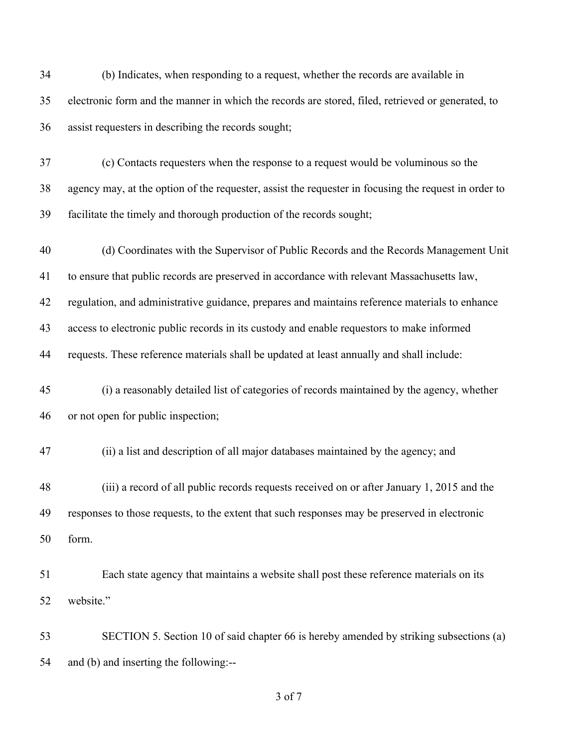(b) Indicates, when responding to a request, whether the records are available in electronic form and the manner in which the records are stored, filed, retrieved or generated, to assist requesters in describing the records sought;

(c) Contacts requesters when the response to a request would be voluminous so the agency may, at the option of the requester, assist the requester in focusing the request in order to facilitate the timely and thorough production of the records sought;

(d) Coordinates with the Supervisor of Public Records and the Records Management Unit to ensure that public records are preserved in accordance with relevant Massachusetts law, regulation, and administrative guidance, prepares and maintains reference materials to enhance access to electronic public records in its custody and enable requestors to make informed requests. These reference materials shall be updated at least annually and shall include:

(i) a reasonably detailed list of categories of records maintained by the agency, whether or not open for public inspection;

(ii) a list and description of all major databases maintained by the agency; and

(iii) a record of all public records requests received on or after January 1, 2015 and the responses to those requests, to the extent that such responses may be preserved in electronic form.

Each state agency that maintains a website shall post these reference materials on its website."

SECTION 5. Section 10 of said chapter 66 is hereby amended by striking subsections (a) and (b) and inserting the following:--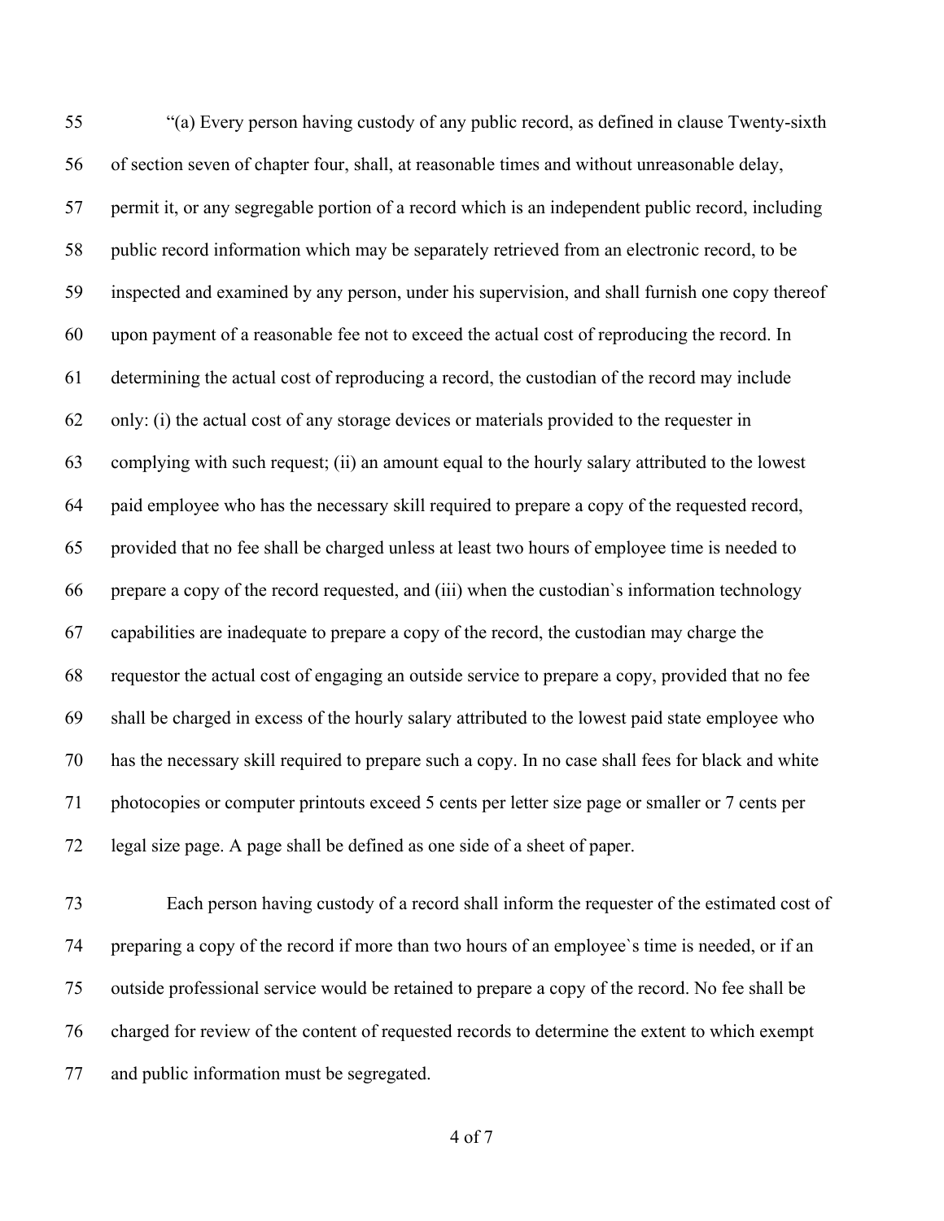"(a) Every person having custody of any public record, as defined in clause Twenty-sixth of section seven of chapter four, shall, at reasonable times and without unreasonable delay, permit it, or any segregable portion of a record which is an independent public record, including public record information which may be separately retrieved from an electronic record, to be inspected and examined by any person, under his supervision, and shall furnish one copy thereof upon payment of a reasonable fee not to exceed the actual cost of reproducing the record. In determining the actual cost of reproducing a record, the custodian of the record may include only: (i) the actual cost of any storage devices or materials provided to the requester in complying with such request; (ii) an amount equal to the hourly salary attributed to the lowest paid employee who has the necessary skill required to prepare a copy of the requested record, provided that no fee shall be charged unless at least two hours of employee time is needed to prepare a copy of the record requested, and (iii) when the custodian`s information technology capabilities are inadequate to prepare a copy of the record, the custodian may charge the requestor the actual cost of engaging an outside service to prepare a copy, provided that no fee shall be charged in excess of the hourly salary attributed to the lowest paid state employee who has the necessary skill required to prepare such a copy. In no case shall fees for black and white photocopies or computer printouts exceed 5 cents per letter size page or smaller or 7 cents per legal size page. A page shall be defined as one side of a sheet of paper.

Each person having custody of a record shall inform the requester of the estimated cost of preparing a copy of the record if more than two hours of an employee`s time is needed, or if an outside professional service would be retained to prepare a copy of the record. No fee shall be charged for review of the content of requested records to determine the extent to which exempt and public information must be segregated.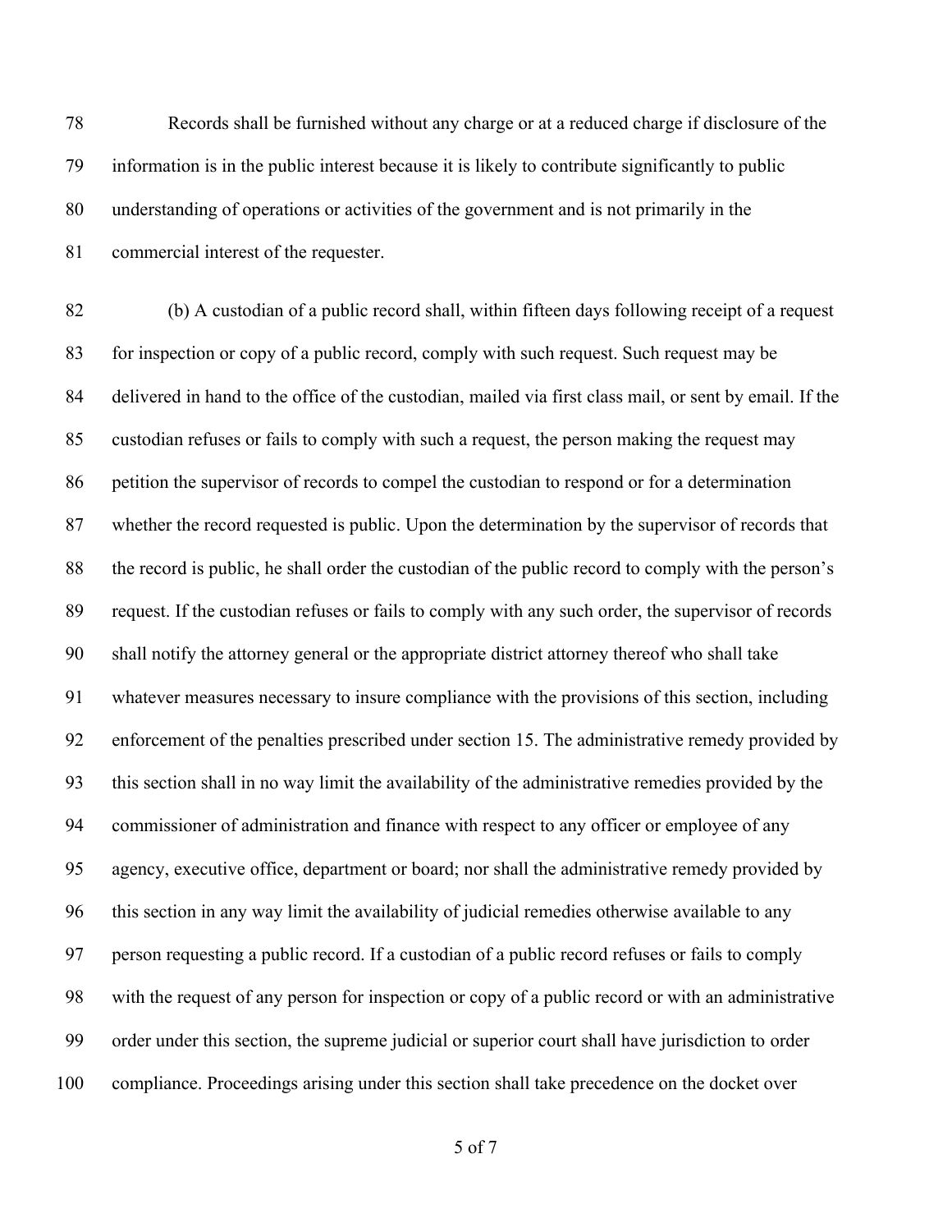Records shall be furnished without any charge or at a reduced charge if disclosure of the information is in the public interest because it is likely to contribute significantly to public understanding of operations or activities of the government and is not primarily in the commercial interest of the requester.

(b) A custodian of a public record shall, within fifteen days following receipt of a request for inspection or copy of a public record, comply with such request. Such request may be delivered in hand to the office of the custodian, mailed via first class mail, or sent by email. If the custodian refuses or fails to comply with such a request, the person making the request may petition the supervisor of records to compel the custodian to respond or for a determination whether the record requested is public. Upon the determination by the supervisor of records that the record is public, he shall order the custodian of the public record to comply with the person's request. If the custodian refuses or fails to comply with any such order, the supervisor of records shall notify the attorney general or the appropriate district attorney thereof who shall take whatever measures necessary to insure compliance with the provisions of this section, including enforcement of the penalties prescribed under section 15. The administrative remedy provided by this section shall in no way limit the availability of the administrative remedies provided by the commissioner of administration and finance with respect to any officer or employee of any agency, executive office, department or board; nor shall the administrative remedy provided by this section in any way limit the availability of judicial remedies otherwise available to any person requesting a public record. If a custodian of a public record refuses or fails to comply with the request of any person for inspection or copy of a public record or with an administrative order under this section, the supreme judicial or superior court shall have jurisdiction to order compliance. Proceedings arising under this section shall take precedence on the docket over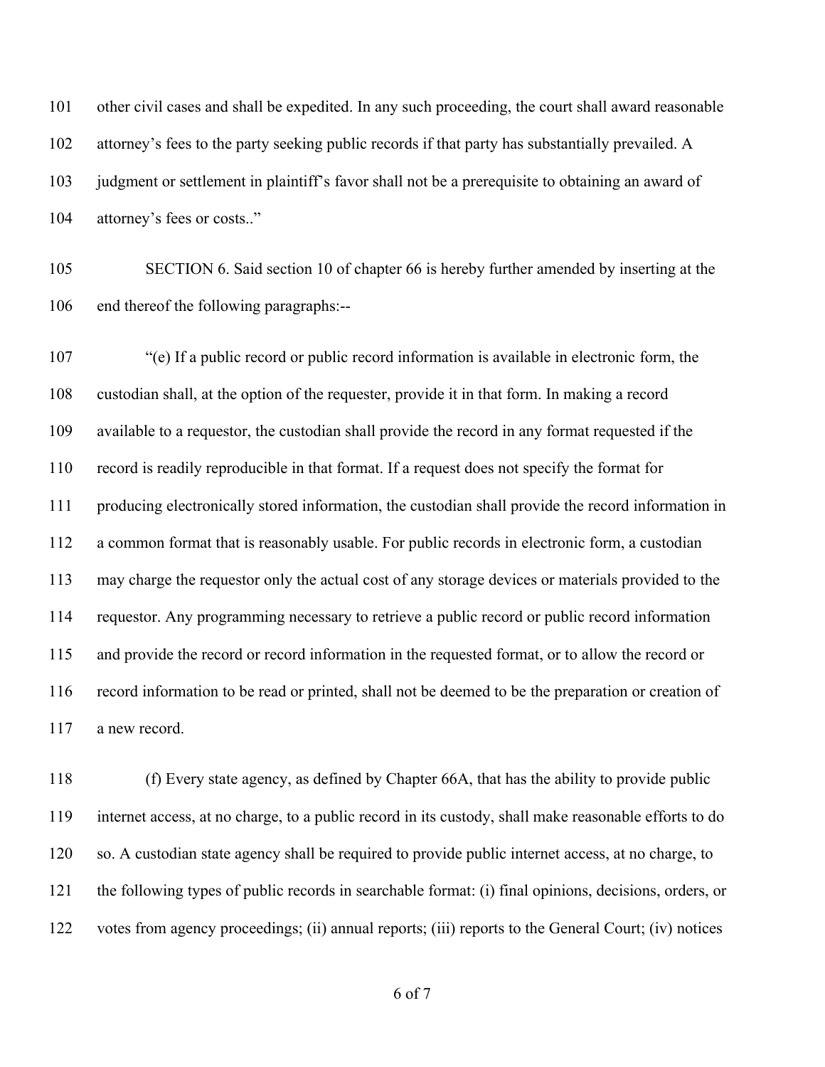other civil cases and shall be expedited. In any such proceeding, the court shall award reasonable attorney's fees to the party seeking public records if that party has substantially prevailed. A judgment or settlement in plaintiff's favor shall not be a prerequisite to obtaining an award of attorney's fees or costs.."

SECTION 6. Said section 10 of chapter 66 is hereby further amended by inserting at the end thereof the following paragraphs:--

"(e) If a public record or public record information is available in electronic form, the custodian shall, at the option of the requester, provide it in that form. In making a record available to a requestor, the custodian shall provide the record in any format requested if the record is readily reproducible in that format. If a request does not specify the format for producing electronically stored information, the custodian shall provide the record information in a common format that is reasonably usable. For public records in electronic form, a custodian may charge the requestor only the actual cost of any storage devices or materials provided to the requestor. Any programming necessary to retrieve a public record or public record information and provide the record or record information in the requested format, or to allow the record or record information to be read or printed, shall not be deemed to be the preparation or creation of a new record.

(f) Every state agency, as defined by Chapter 66A, that has the ability to provide public internet access, at no charge, to a public record in its custody, shall make reasonable efforts to do so. A custodian state agency shall be required to provide public internet access, at no charge, to the following types of public records in searchable format: (i) final opinions, decisions, orders, or votes from agency proceedings; (ii) annual reports; (iii) reports to the General Court; (iv) notices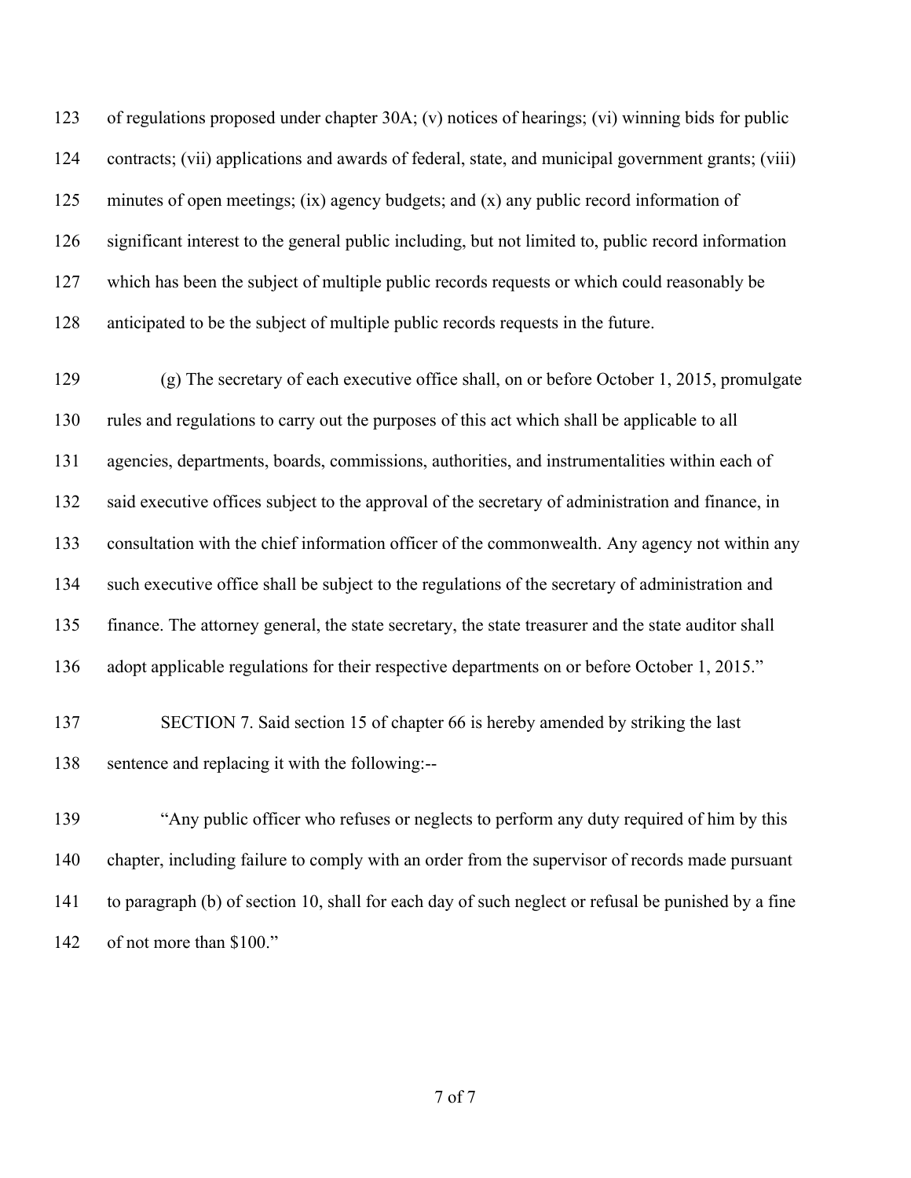of regulations proposed under chapter 30A; (v) notices of hearings; (vi) winning bids for public contracts; (vii) applications and awards of federal, state, and municipal government grants; (viii) minutes of open meetings; (ix) agency budgets; and (x) any public record information of significant interest to the general public including, but not limited to, public record information which has been the subject of multiple public records requests or which could reasonably be anticipated to be the subject of multiple public records requests in the future.

(g) The secretary of each executive office shall, on or before October 1, 2015, promulgate rules and regulations to carry out the purposes of this act which shall be applicable to all agencies, departments, boards, commissions, authorities, and instrumentalities within each of said executive offices subject to the approval of the secretary of administration and finance, in consultation with the chief information officer of the commonwealth. Any agency not within any such executive office shall be subject to the regulations of the secretary of administration and finance. The attorney general, the state secretary, the state treasurer and the state auditor shall adopt applicable regulations for their respective departments on or before October 1, 2015."

SECTION 7. Said section 15 of chapter 66 is hereby amended by striking the last sentence and replacing it with the following:--

"Any public officer who refuses or neglects to perform any duty required of him by this chapter, including failure to comply with an order from the supervisor of records made pursuant to paragraph (b) of section 10, shall for each day of such neglect or refusal be punished by a fine of not more than $100."